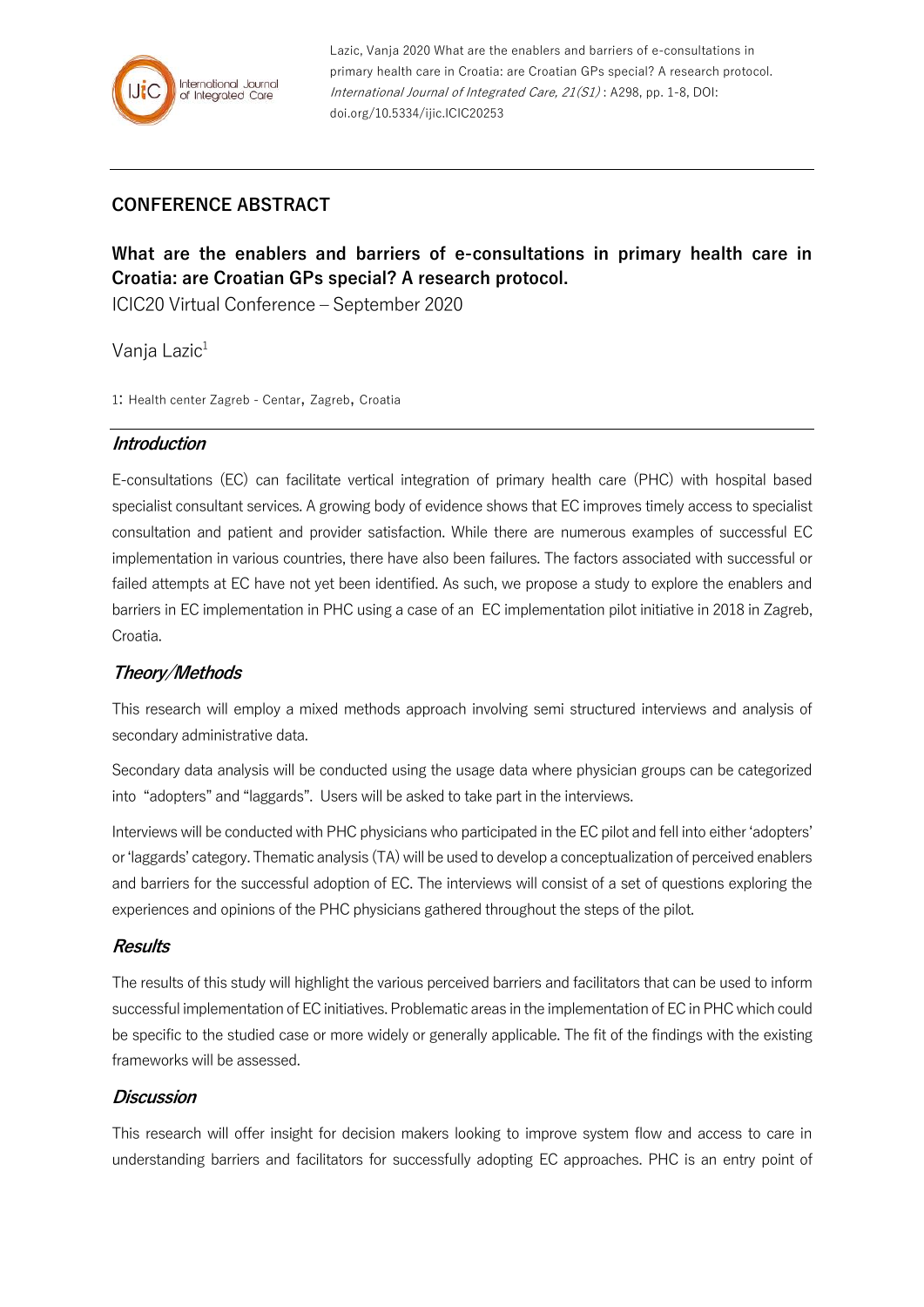Lazic, Vanja 2020 What are the enablers and barriers of e-consultations in primary health care in Croatia: are Croatian GPs special? A research protocol. *International Journal of Integrated Care, 21(S1)* : A298, pp. 1-8, DOI: doi.org/10.5334/ijic.ICIC20253

## CONFERENCE ABSTRACT

# What are the enablers and barriers of e-consultations in primary health care in Croatia: are Croatian GPs special? A research protocol.

ICIC20 Virtual Conference – September 2020

Vanja Lazic[1]

1: Health center Zagreb - Centar, Zagreb, Croatia

### *Introduction*

E-consultations (EC) can facilitate vertical integration of primary health care (PHC) with hospital based specialist consultant services. A growing body of evidence shows that EC improves timely access to specialist consultation and patient and provider satisfaction. While there are numerous examples of successful EC implementation in various countries, there have also been failures. The factors associated with successful or failed attempts at EC have not yet been identified. As such, we propose a study to explore the enablers and barriers in EC implementation in PHC using a case of an EC implementation pilot initiative in 2018 in Zagreb, Croatia.

### *Theory/Methods*

This research will employ a mixed methods approach involving semi structured interviews and analysis of secondary administrative data.

Secondary data analysis will be conducted using the usage data where physician groups can be categorized into "adopters" and "laggards". Users will be asked to take part in the interviews.

Interviews will be conducted with PHC physicians who participated in the EC pilot and fell into either 'adopters' or 'laggards' category. Thematic analysis (TA) will be used to develop a conceptualization of perceived enablers and barriers for the successful adoption of EC. The interviews will consist of a set of questions exploring the experiences and opinions of the PHC physicians gathered throughout the steps of the pilot.

### *Results*

The results of this study will highlight the various perceived barriers and facilitators that can be used to inform successful implementation of EC initiatives. Problematic areas in the implementation of EC in PHC which could be specific to the studied case or more widely or generally applicable. The fit of the findings with the existing frameworks will be assessed.

### *Discussion*

This research will offer insight for decision makers looking to improve system flow and access to care in understanding barriers and facilitators for successfully adopting EC approaches. PHC is an entry point of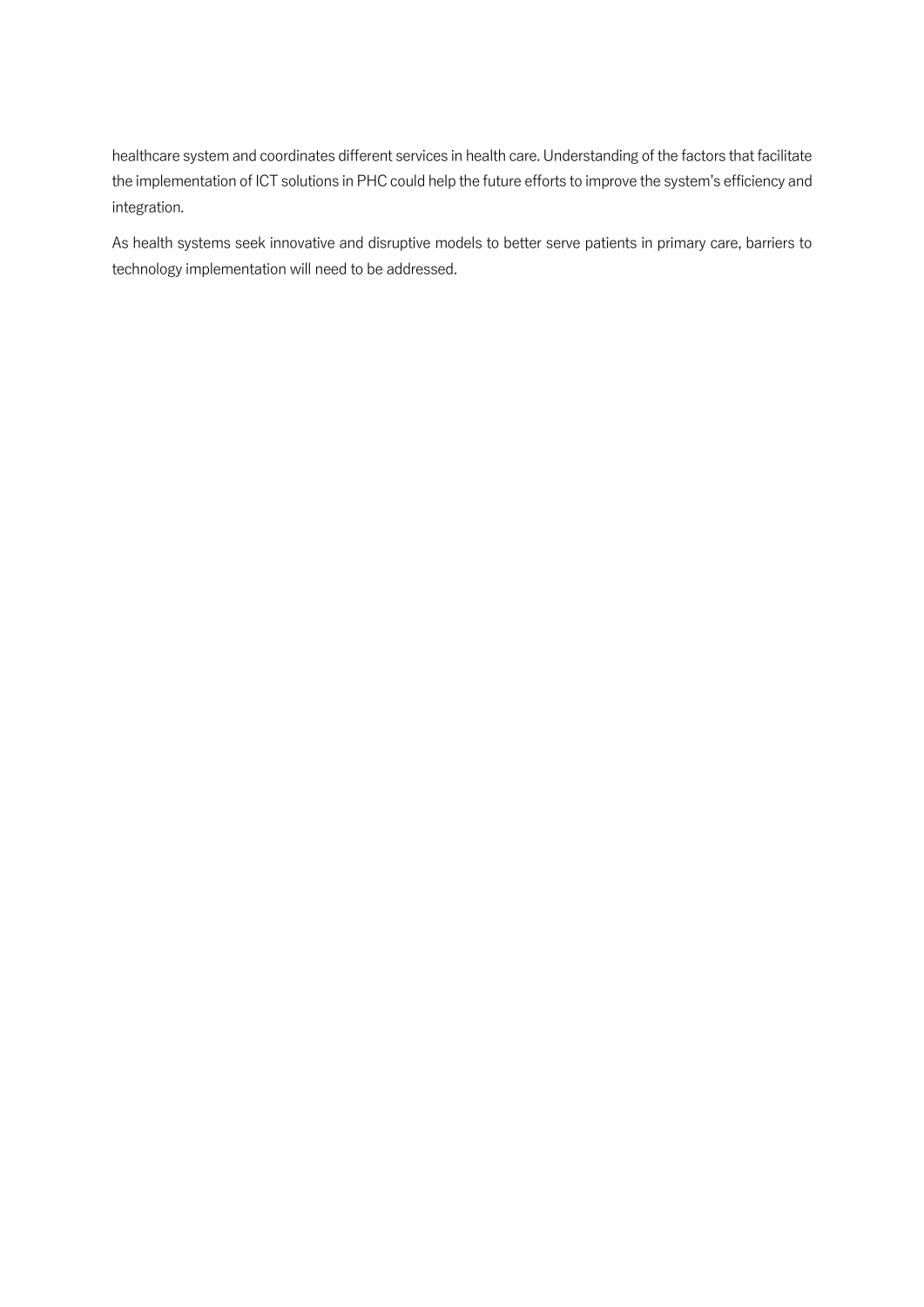healthcare system and coordinates different services in health care. Understanding of the factors that facilitate the implementation of ICT solutions in PHC could help the future efforts to improve the system's efficiency and integration.

As health systems seek innovative and disruptive models to better serve patients in primary care, barriers to technology implementation will need to be addressed.